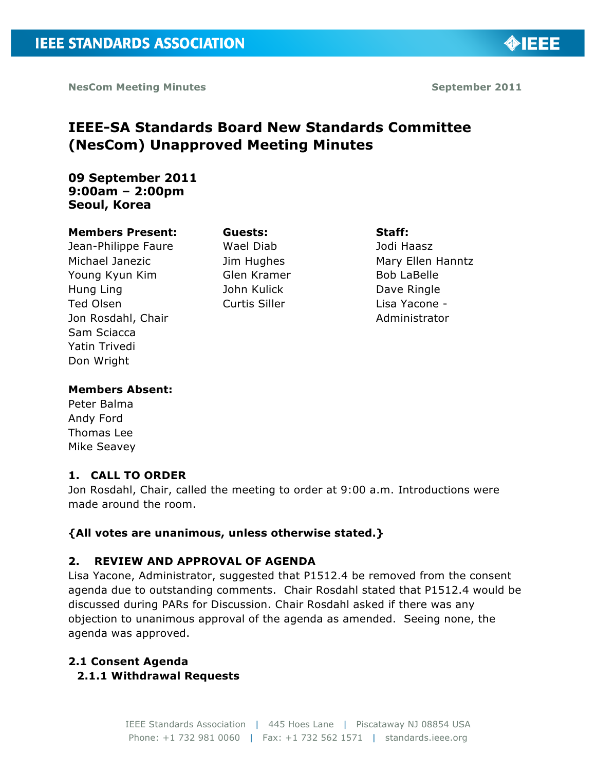# IEEE-SA Standards Board New Standards Committee (NesCom) Unapproved Meeting Minutes

**09 September 2011**
**9:00am – 2:00pm**
**Seoul, Korea**

**Members Present:**
Jean-Philippe Faure
Michael Janezic
Young Kyun Kim
Hung Ling
Ted Olsen
Jon Rosdahl, Chair
Sam Sciacca
Yatin Trivedi
Don Wright

**Guests:**
Wael Diab
Jim Hughes
Glen Kramer
John Kulick
Curtis Siller

**Staff:**
Jodi Haasz
Mary Ellen Hanntz
Bob LaBelle
Dave Ringle
Lisa Yacone - Administrator

**Members Absent:**
Peter Balma
Andy Ford
Thomas Lee
Mike Seavey

## 1. CALL TO ORDER

Jon Rosdahl, Chair, called the meeting to order at 9:00 a.m. Introductions were made around the room.

**{All votes are unanimous, unless otherwise stated.}**

## 2. REVIEW AND APPROVAL OF AGENDA

Lisa Yacone, Administrator, suggested that P1512.4 be removed from the consent agenda due to outstanding comments. Chair Rosdahl stated that P1512.4 would be discussed during PARs for Discussion. Chair Rosdahl asked if there was any objection to unanimous approval of the agenda as amended. Seeing none, the agenda was approved.

### 2.1 Consent Agenda

#### 2.1.1 Withdrawal Requests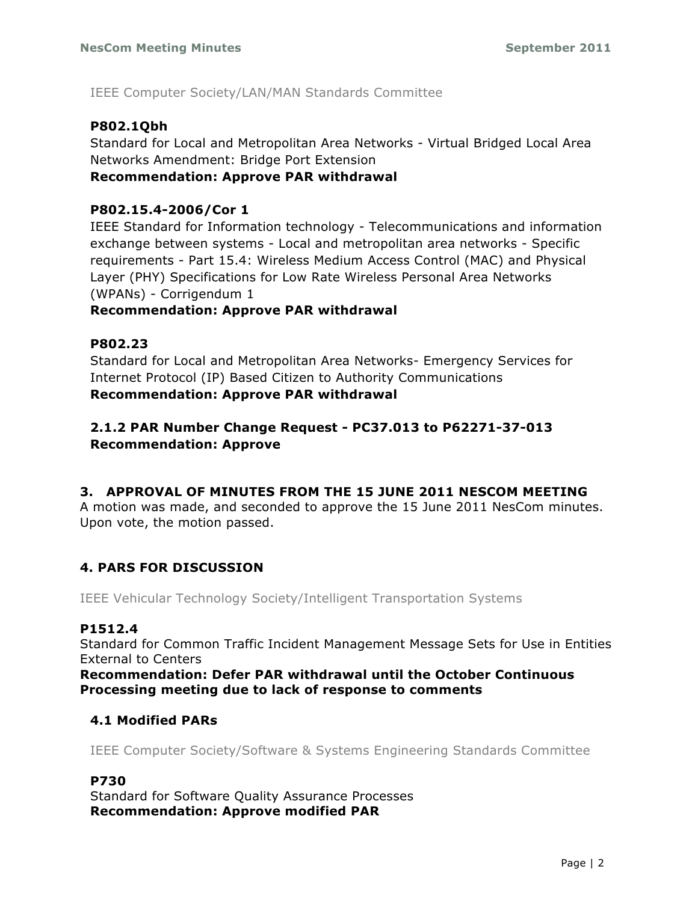IEEE Computer Society/LAN/MAN Standards Committee

**P802.1Qbh**
Standard for Local and Metropolitan Area Networks - Virtual Bridged Local Area Networks Amendment: Bridge Port Extension
**Recommendation: Approve PAR withdrawal**

**P802.15.4-2006/Cor 1**
IEEE Standard for Information technology - Telecommunications and information exchange between systems - Local and metropolitan area networks - Specific requirements - Part 15.4: Wireless Medium Access Control (MAC) and Physical Layer (PHY) Specifications for Low Rate Wireless Personal Area Networks (WPANs) - Corrigendum 1
**Recommendation: Approve PAR withdrawal**

**P802.23**
Standard for Local and Metropolitan Area Networks- Emergency Services for Internet Protocol (IP) Based Citizen to Authority Communications
**Recommendation: Approve PAR withdrawal**

### 2.1.2 PAR Number Change Request - PC37.013 to P62271-37-013
**Recommendation: Approve**

## 3. APPROVAL OF MINUTES FROM THE 15 JUNE 2011 NESCOM MEETING

A motion was made, and seconded to approve the 15 June 2011 NesCom minutes. Upon vote, the motion passed.

## 4. PARS FOR DISCUSSION

IEEE Vehicular Technology Society/Intelligent Transportation Systems

**P1512.4**
Standard for Common Traffic Incident Management Message Sets for Use in Entities External to Centers
**Recommendation: Defer PAR withdrawal until the October Continuous Processing meeting due to lack of response to comments**

### 4.1 Modified PARs

IEEE Computer Society/Software & Systems Engineering Standards Committee

**P730**
Standard for Software Quality Assurance Processes
**Recommendation: Approve modified PAR**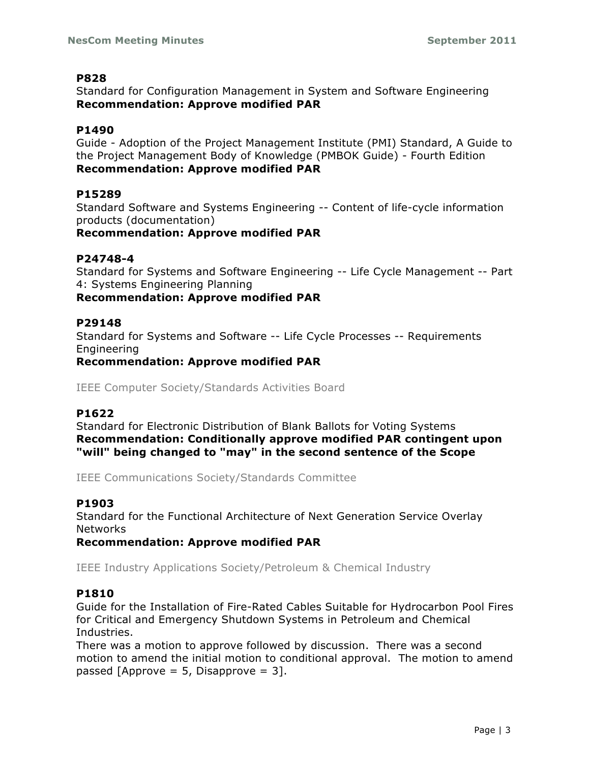**P828**

Standard for Configuration Management in System and Software Engineering
**Recommendation: Approve modified PAR**

**P1490**

Guide - Adoption of the Project Management Institute (PMI) Standard, A Guide to the Project Management Body of Knowledge (PMBOK Guide) - Fourth Edition
**Recommendation: Approve modified PAR**

**P15289**

Standard Software and Systems Engineering -- Content of life-cycle information products (documentation)
**Recommendation: Approve modified PAR**

**P24748-4**

Standard for Systems and Software Engineering -- Life Cycle Management -- Part 4: Systems Engineering Planning
**Recommendation: Approve modified PAR**

**P29148**

Standard for Systems and Software -- Life Cycle Processes -- Requirements Engineering
**Recommendation: Approve modified PAR**

IEEE Computer Society/Standards Activities Board

**P1622**

Standard for Electronic Distribution of Blank Ballots for Voting Systems
**Recommendation: Conditionally approve modified PAR contingent upon "will" being changed to "may" in the second sentence of the Scope**

IEEE Communications Society/Standards Committee

**P1903**

Standard for the Functional Architecture of Next Generation Service Overlay Networks
**Recommendation: Approve modified PAR**

IEEE Industry Applications Society/Petroleum & Chemical Industry

**P1810**

Guide for the Installation of Fire-Rated Cables Suitable for Hydrocarbon Pool Fires for Critical and Emergency Shutdown Systems in Petroleum and Chemical Industries.

There was a motion to approve followed by discussion. There was a second motion to amend the initial motion to conditional approval. The motion to amend passed [Approve = 5, Disapprove = 3].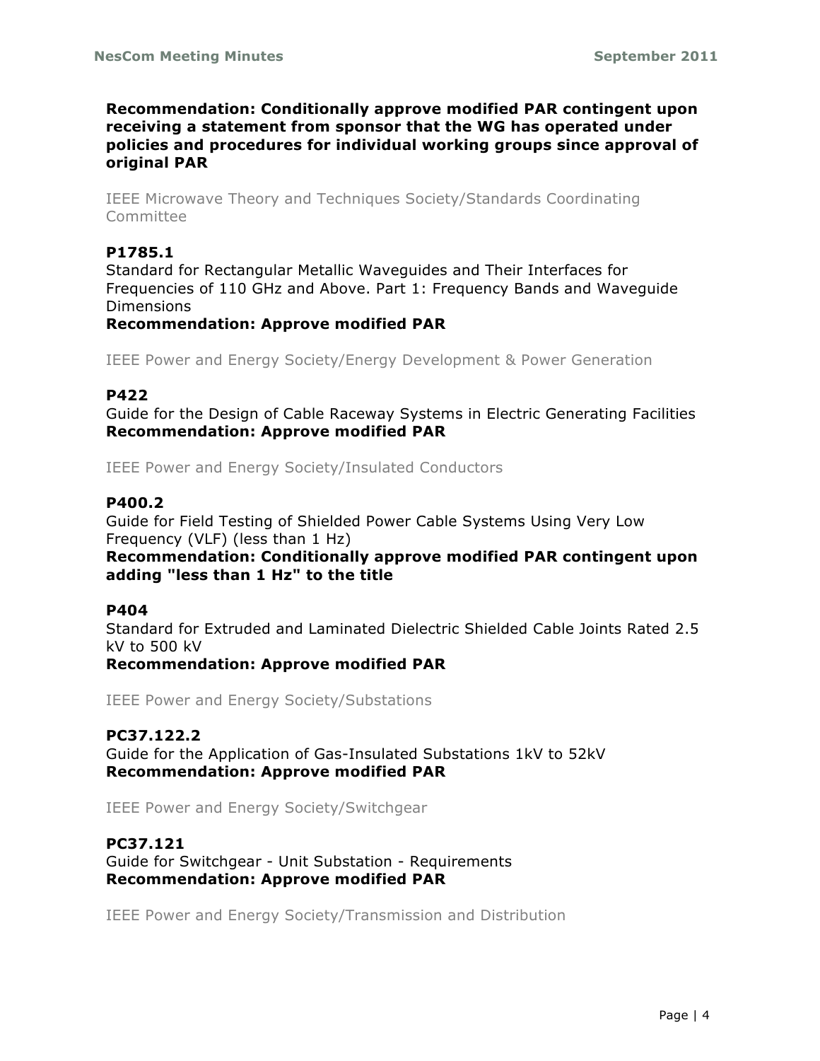**Recommendation: Conditionally approve modified PAR contingent upon receiving a statement from sponsor that the WG has operated under policies and procedures for individual working groups since approval of original PAR**

IEEE Microwave Theory and Techniques Society/Standards Coordinating Committee

**P1785.1**

Standard for Rectangular Metallic Waveguides and Their Interfaces for Frequencies of 110 GHz and Above. Part 1: Frequency Bands and Waveguide Dimensions

**Recommendation: Approve modified PAR**

IEEE Power and Energy Society/Energy Development & Power Generation

**P422**

Guide for the Design of Cable Raceway Systems in Electric Generating Facilities

**Recommendation: Approve modified PAR**

IEEE Power and Energy Society/Insulated Conductors

**P400.2**

Guide for Field Testing of Shielded Power Cable Systems Using Very Low Frequency (VLF) (less than 1 Hz)

**Recommendation: Conditionally approve modified PAR contingent upon adding "less than 1 Hz" to the title**

**P404**

Standard for Extruded and Laminated Dielectric Shielded Cable Joints Rated 2.5 kV to 500 kV

**Recommendation: Approve modified PAR**

IEEE Power and Energy Society/Substations

**PC37.122.2**

Guide for the Application of Gas-Insulated Substations 1kV to 52kV

**Recommendation: Approve modified PAR**

IEEE Power and Energy Society/Switchgear

**PC37.121**

Guide for Switchgear - Unit Substation - Requirements

**Recommendation: Approve modified PAR**

IEEE Power and Energy Society/Transmission and Distribution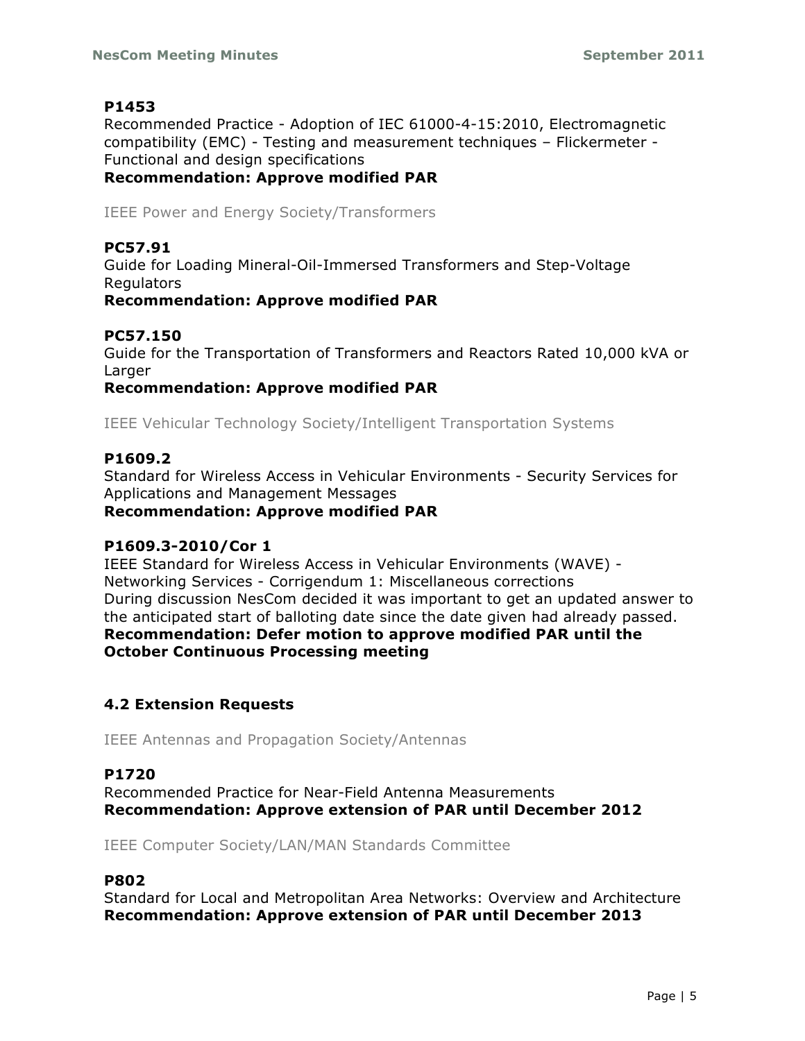**P1453**

Recommended Practice - Adoption of IEC 61000-4-15:2010, Electromagnetic compatibility (EMC) - Testing and measurement techniques – Flickermeter - Functional and design specifications

**Recommendation: Approve modified PAR**

IEEE Power and Energy Society/Transformers

**PC57.91**

Guide for Loading Mineral-Oil-Immersed Transformers and Step-Voltage Regulators

**Recommendation: Approve modified PAR**

**PC57.150**

Guide for the Transportation of Transformers and Reactors Rated 10,000 kVA or Larger

**Recommendation: Approve modified PAR**

IEEE Vehicular Technology Society/Intelligent Transportation Systems

**P1609.2**

Standard for Wireless Access in Vehicular Environments - Security Services for Applications and Management Messages

**Recommendation: Approve modified PAR**

**P1609.3-2010/Cor 1**

IEEE Standard for Wireless Access in Vehicular Environments (WAVE) - Networking Services - Corrigendum 1: Miscellaneous corrections

During discussion NesCom decided it was important to get an updated answer to the anticipated start of balloting date since the date given had already passed.

**Recommendation: Defer motion to approve modified PAR until the October Continuous Processing meeting**

### 4.2 Extension Requests

IEEE Antennas and Propagation Society/Antennas

**P1720**

Recommended Practice for Near-Field Antenna Measurements

**Recommendation: Approve extension of PAR until December 2012**

IEEE Computer Society/LAN/MAN Standards Committee

**P802**

Standard for Local and Metropolitan Area Networks: Overview and Architecture

**Recommendation: Approve extension of PAR until December 2013**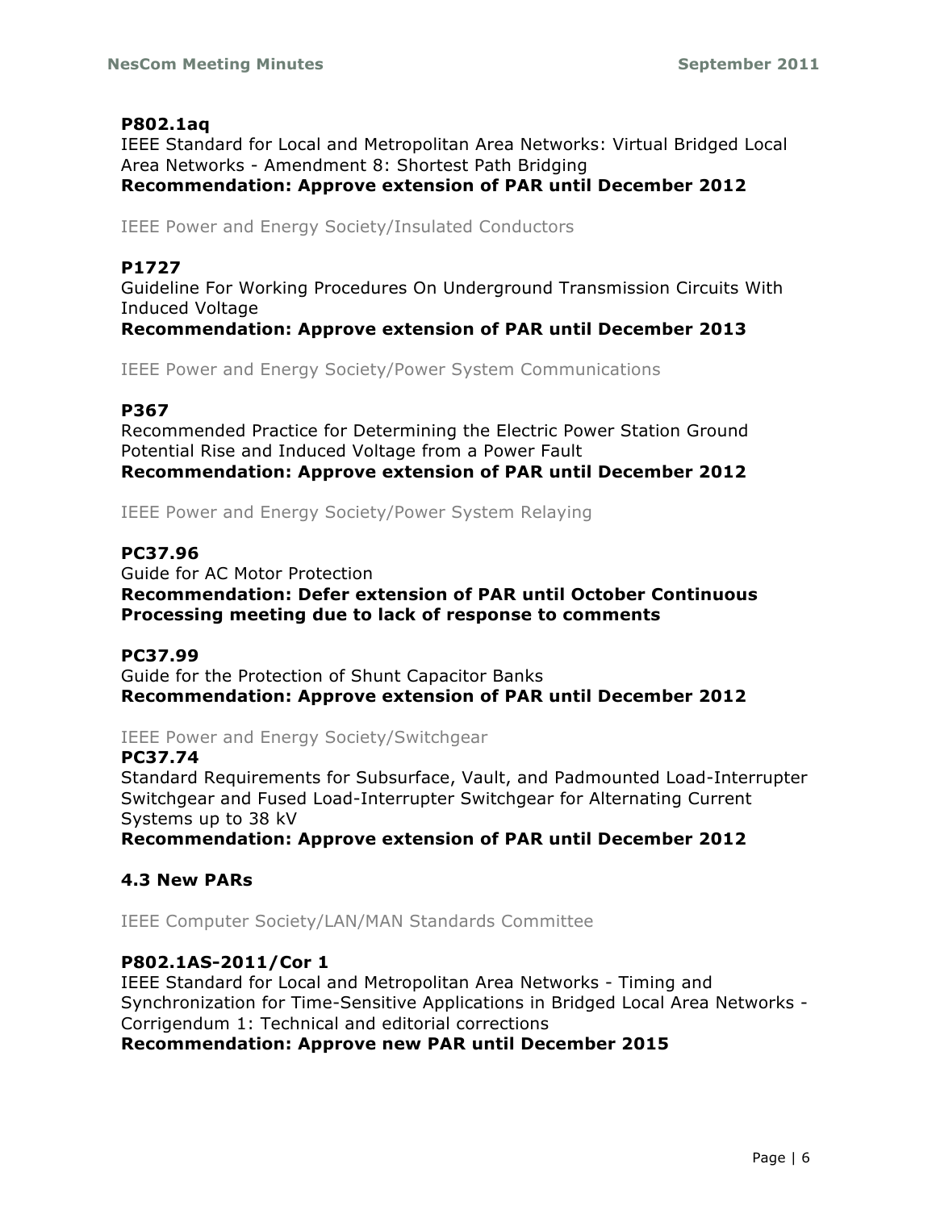**P802.1aq**

IEEE Standard for Local and Metropolitan Area Networks: Virtual Bridged Local Area Networks - Amendment 8: Shortest Path Bridging

**Recommendation: Approve extension of PAR until December 2012**

IEEE Power and Energy Society/Insulated Conductors

**P1727**

Guideline For Working Procedures On Underground Transmission Circuits With Induced Voltage

**Recommendation: Approve extension of PAR until December 2013**

IEEE Power and Energy Society/Power System Communications

**P367**

Recommended Practice for Determining the Electric Power Station Ground Potential Rise and Induced Voltage from a Power Fault

**Recommendation: Approve extension of PAR until December 2012**

IEEE Power and Energy Society/Power System Relaying

**PC37.96**

Guide for AC Motor Protection

**Recommendation: Defer extension of PAR until October Continuous Processing meeting due to lack of response to comments**

**PC37.99**

Guide for the Protection of Shunt Capacitor Banks

**Recommendation: Approve extension of PAR until December 2012**

IEEE Power and Energy Society/Switchgear

**PC37.74**

Standard Requirements for Subsurface, Vault, and Padmounted Load-Interrupter Switchgear and Fused Load-Interrupter Switchgear for Alternating Current Systems up to 38 kV

**Recommendation: Approve extension of PAR until December 2012**

### 4.3 New PARs

IEEE Computer Society/LAN/MAN Standards Committee

**P802.1AS-2011/Cor 1**

IEEE Standard for Local and Metropolitan Area Networks - Timing and Synchronization for Time-Sensitive Applications in Bridged Local Area Networks - Corrigendum 1: Technical and editorial corrections

**Recommendation: Approve new PAR until December 2015**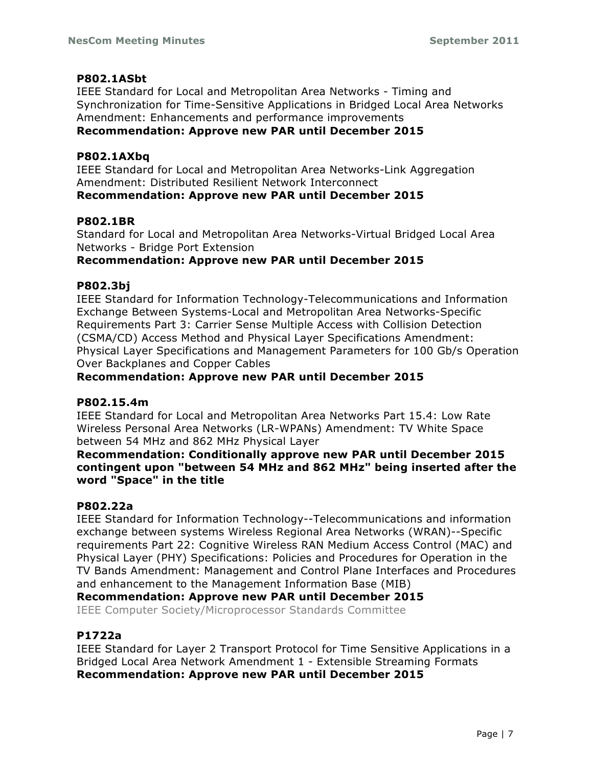**P802.1ASbt**

IEEE Standard for Local and Metropolitan Area Networks - Timing and Synchronization for Time-Sensitive Applications in Bridged Local Area Networks Amendment: Enhancements and performance improvements

**Recommendation: Approve new PAR until December 2015**

**P802.1AXbq**

IEEE Standard for Local and Metropolitan Area Networks-Link Aggregation Amendment: Distributed Resilient Network Interconnect

**Recommendation: Approve new PAR until December 2015**

**P802.1BR**

Standard for Local and Metropolitan Area Networks-Virtual Bridged Local Area Networks - Bridge Port Extension

**Recommendation: Approve new PAR until December 2015**

**P802.3bj**

IEEE Standard for Information Technology-Telecommunications and Information Exchange Between Systems-Local and Metropolitan Area Networks-Specific Requirements Part 3: Carrier Sense Multiple Access with Collision Detection (CSMA/CD) Access Method and Physical Layer Specifications Amendment: Physical Layer Specifications and Management Parameters for 100 Gb/s Operation Over Backplanes and Copper Cables

**Recommendation: Approve new PAR until December 2015**

**P802.15.4m**

IEEE Standard for Local and Metropolitan Area Networks Part 15.4: Low Rate Wireless Personal Area Networks (LR-WPANs) Amendment: TV White Space between 54 MHz and 862 MHz Physical Layer

**Recommendation: Conditionally approve new PAR until December 2015 contingent upon "between 54 MHz and 862 MHz" being inserted after the word "Space" in the title**

**P802.22a**

IEEE Standard for Information Technology--Telecommunications and information exchange between systems Wireless Regional Area Networks (WRAN)--Specific requirements Part 22: Cognitive Wireless RAN Medium Access Control (MAC) and Physical Layer (PHY) Specifications: Policies and Procedures for Operation in the TV Bands Amendment: Management and Control Plane Interfaces and Procedures and enhancement to the Management Information Base (MIB)

**Recommendation: Approve new PAR until December 2015**

IEEE Computer Society/Microprocessor Standards Committee

**P1722a**

IEEE Standard for Layer 2 Transport Protocol for Time Sensitive Applications in a Bridged Local Area Network Amendment 1 - Extensible Streaming Formats

**Recommendation: Approve new PAR until December 2015**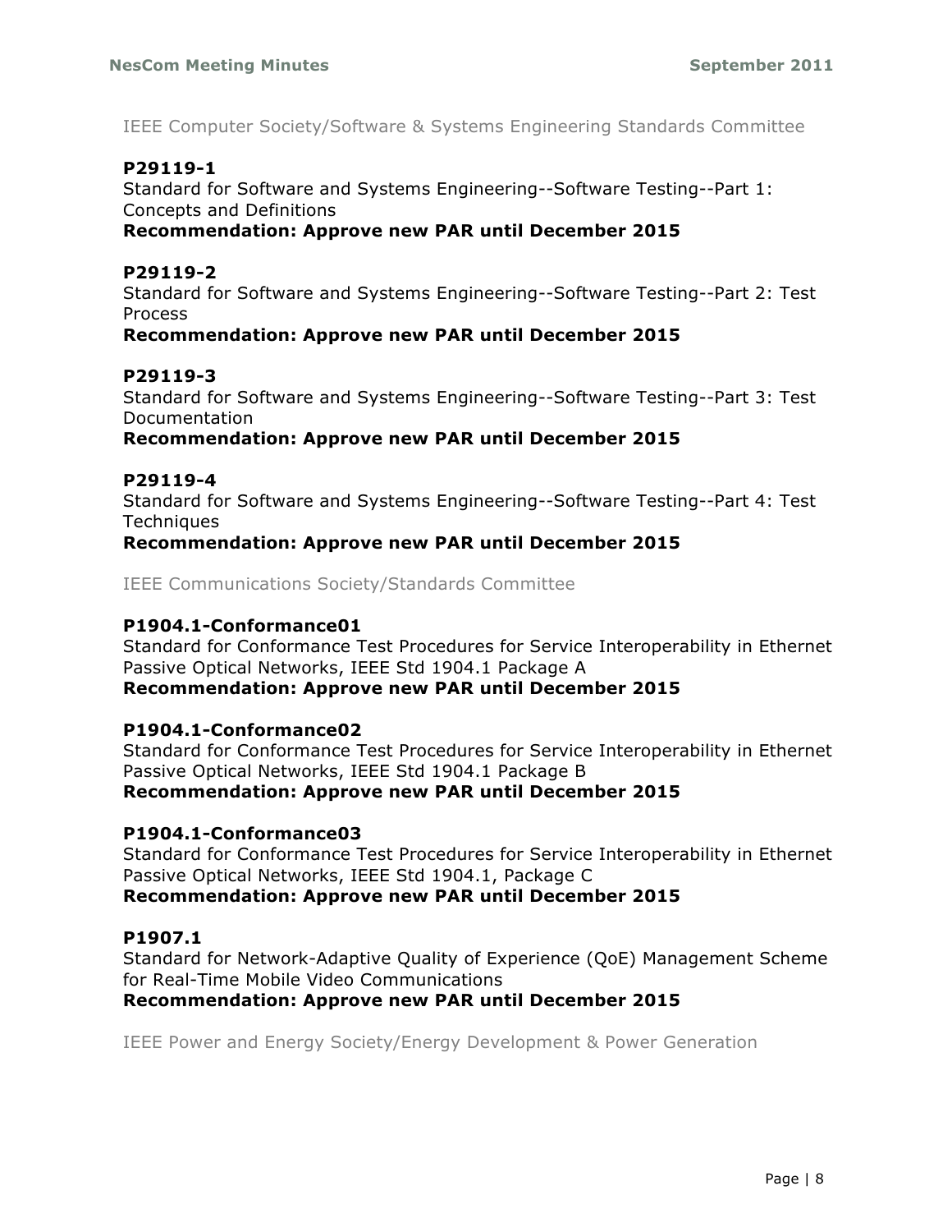IEEE Computer Society/Software & Systems Engineering Standards Committee

**P29119-1**

Standard for Software and Systems Engineering--Software Testing--Part 1: Concepts and Definitions

**Recommendation: Approve new PAR until December 2015**

**P29119-2**

Standard for Software and Systems Engineering--Software Testing--Part 2: Test Process

**Recommendation: Approve new PAR until December 2015**

**P29119-3**

Standard for Software and Systems Engineering--Software Testing--Part 3: Test Documentation

**Recommendation: Approve new PAR until December 2015**

**P29119-4**

Standard for Software and Systems Engineering--Software Testing--Part 4: Test Techniques

**Recommendation: Approve new PAR until December 2015**

IEEE Communications Society/Standards Committee

**P1904.1-Conformance01**

Standard for Conformance Test Procedures for Service Interoperability in Ethernet Passive Optical Networks, IEEE Std 1904.1 Package A

**Recommendation: Approve new PAR until December 2015**

**P1904.1-Conformance02**

Standard for Conformance Test Procedures for Service Interoperability in Ethernet Passive Optical Networks, IEEE Std 1904.1 Package B

**Recommendation: Approve new PAR until December 2015**

**P1904.1-Conformance03**

Standard for Conformance Test Procedures for Service Interoperability in Ethernet Passive Optical Networks, IEEE Std 1904.1, Package C

**Recommendation: Approve new PAR until December 2015**

**P1907.1**

Standard for Network-Adaptive Quality of Experience (QoE) Management Scheme for Real-Time Mobile Video Communications

**Recommendation: Approve new PAR until December 2015**

IEEE Power and Energy Society/Energy Development & Power Generation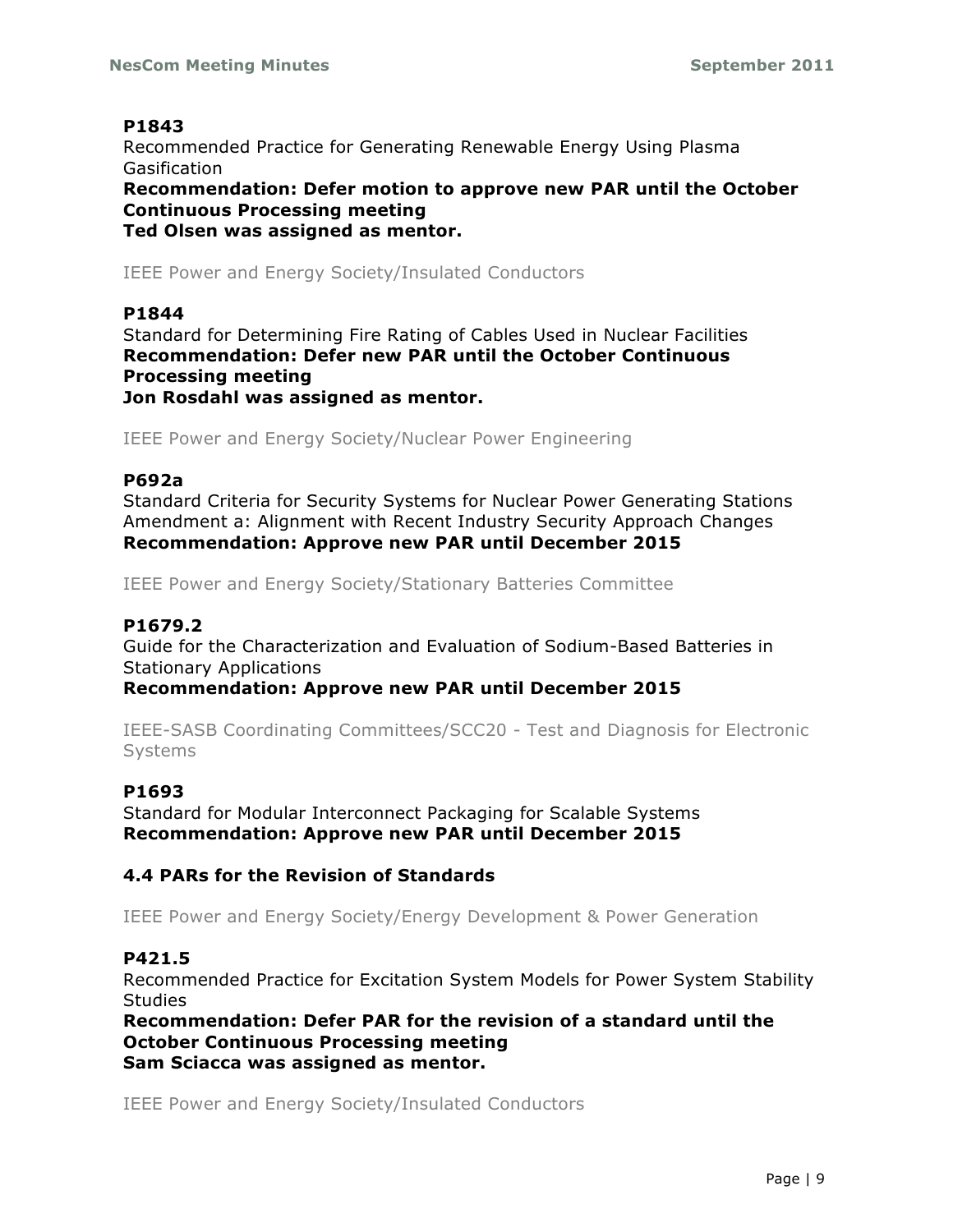**P1843**

Recommended Practice for Generating Renewable Energy Using Plasma Gasification

**Recommendation: Defer motion to approve new PAR until the October Continuous Processing meeting**
**Ted Olsen was assigned as mentor.**

IEEE Power and Energy Society/Insulated Conductors

**P1844**

Standard for Determining Fire Rating of Cables Used in Nuclear Facilities

**Recommendation: Defer new PAR until the October Continuous Processing meeting**
**Jon Rosdahl was assigned as mentor.**

IEEE Power and Energy Society/Nuclear Power Engineering

**P692a**

Standard Criteria for Security Systems for Nuclear Power Generating Stations Amendment a: Alignment with Recent Industry Security Approach Changes

**Recommendation: Approve new PAR until December 2015**

IEEE Power and Energy Society/Stationary Batteries Committee

**P1679.2**

Guide for the Characterization and Evaluation of Sodium-Based Batteries in Stationary Applications

**Recommendation: Approve new PAR until December 2015**

IEEE-SASB Coordinating Committees/SCC20 - Test and Diagnosis for Electronic Systems

**P1693**

Standard for Modular Interconnect Packaging for Scalable Systems

**Recommendation: Approve new PAR until December 2015**

### 4.4 PARs for the Revision of Standards

IEEE Power and Energy Society/Energy Development & Power Generation

**P421.5**

Recommended Practice for Excitation System Models for Power System Stability Studies

**Recommendation: Defer PAR for the revision of a standard until the October Continuous Processing meeting**
**Sam Sciacca was assigned as mentor.**

IEEE Power and Energy Society/Insulated Conductors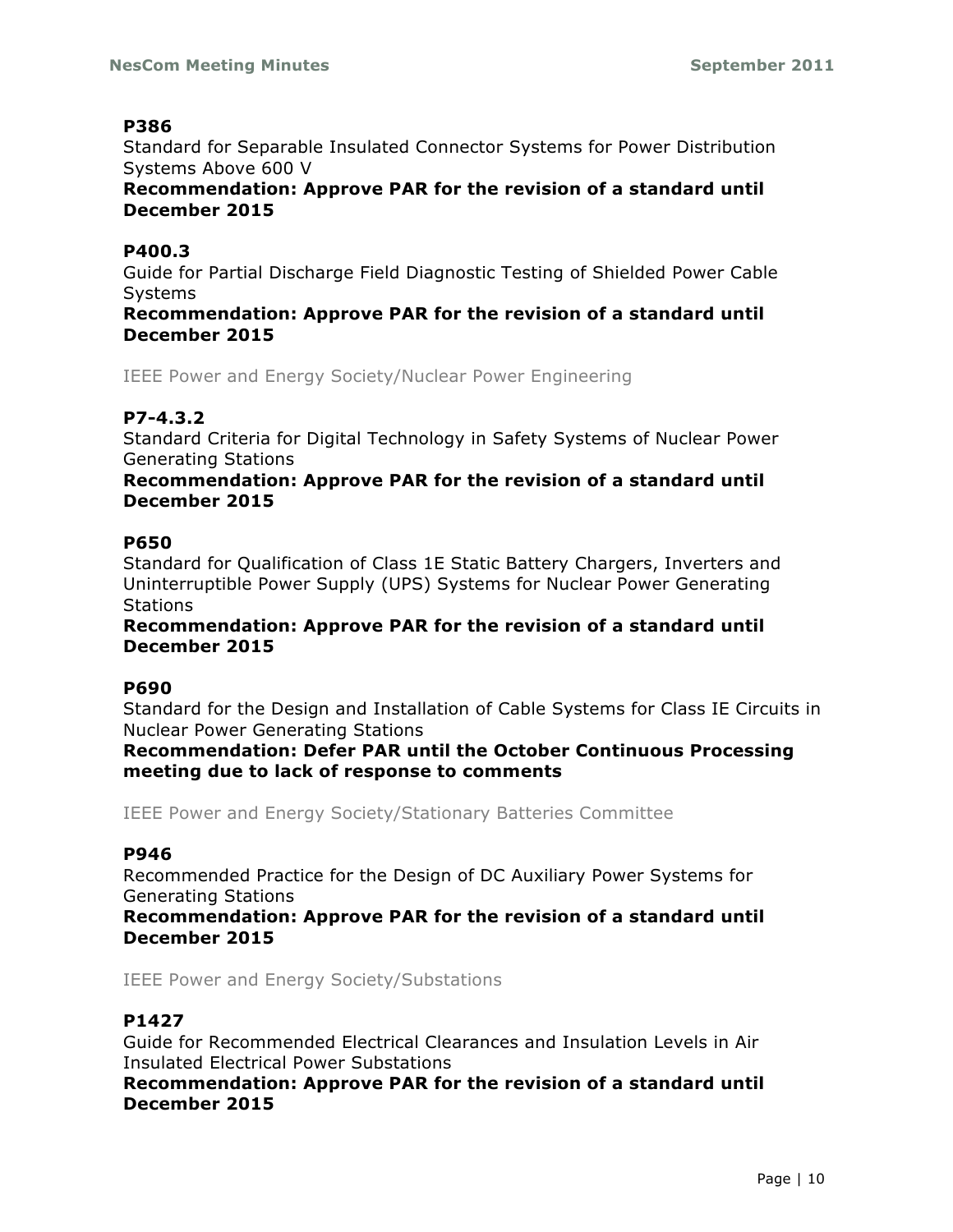**P386**
Standard for Separable Insulated Connector Systems for Power Distribution Systems Above 600 V
**Recommendation: Approve PAR for the revision of a standard until December 2015**

**P400.3**
Guide for Partial Discharge Field Diagnostic Testing of Shielded Power Cable Systems
**Recommendation: Approve PAR for the revision of a standard until December 2015**

IEEE Power and Energy Society/Nuclear Power Engineering

**P7-4.3.2**
Standard Criteria for Digital Technology in Safety Systems of Nuclear Power Generating Stations
**Recommendation: Approve PAR for the revision of a standard until December 2015**

**P650**
Standard for Qualification of Class 1E Static Battery Chargers, Inverters and Uninterruptible Power Supply (UPS) Systems for Nuclear Power Generating Stations
**Recommendation: Approve PAR for the revision of a standard until December 2015**

**P690**
Standard for the Design and Installation of Cable Systems for Class IE Circuits in Nuclear Power Generating Stations
**Recommendation: Defer PAR until the October Continuous Processing meeting due to lack of response to comments**

IEEE Power and Energy Society/Stationary Batteries Committee

**P946**
Recommended Practice for the Design of DC Auxiliary Power Systems for Generating Stations
**Recommendation: Approve PAR for the revision of a standard until December 2015**

IEEE Power and Energy Society/Substations

**P1427**
Guide for Recommended Electrical Clearances and Insulation Levels in Air Insulated Electrical Power Substations
**Recommendation: Approve PAR for the revision of a standard until December 2015**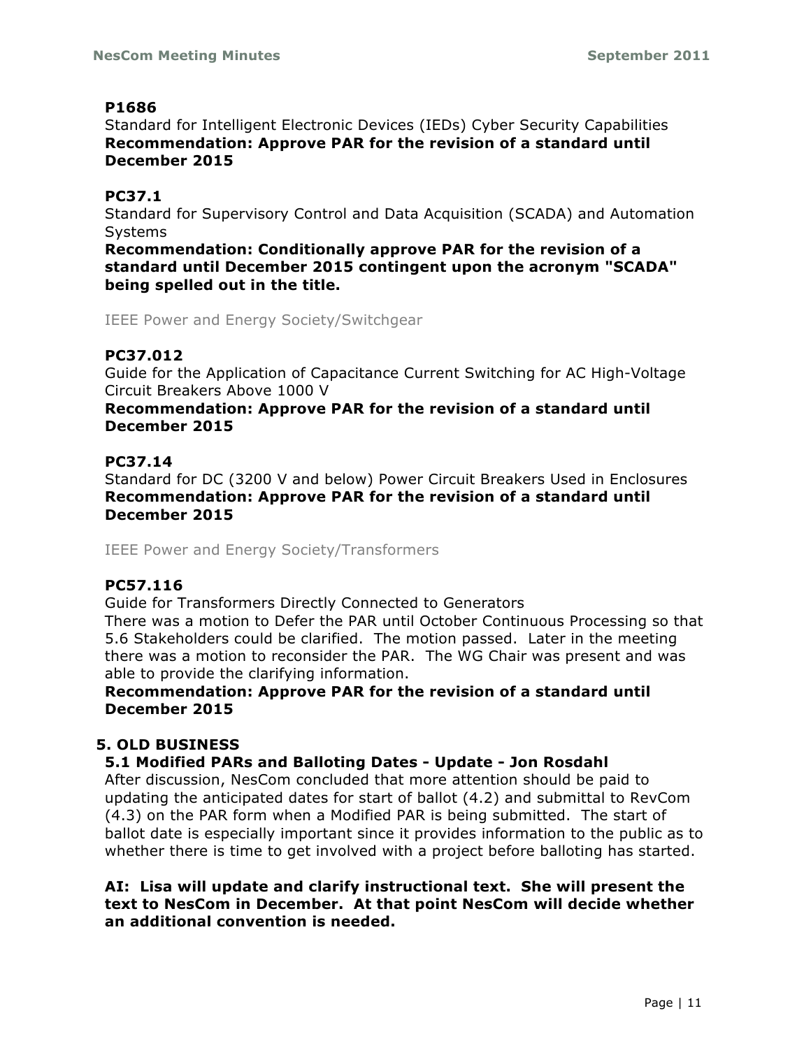**P1686**

Standard for Intelligent Electronic Devices (IEDs) Cyber Security Capabilities

**Recommendation: Approve PAR for the revision of a standard until December 2015**

**PC37.1**

Standard for Supervisory Control and Data Acquisition (SCADA) and Automation Systems

**Recommendation: Conditionally approve PAR for the revision of a standard until December 2015 contingent upon the acronym "SCADA" being spelled out in the title.**

IEEE Power and Energy Society/Switchgear

**PC37.012**

Guide for the Application of Capacitance Current Switching for AC High-Voltage Circuit Breakers Above 1000 V

**Recommendation: Approve PAR for the revision of a standard until December 2015**

**PC37.14**

Standard for DC (3200 V and below) Power Circuit Breakers Used in Enclosures

**Recommendation: Approve PAR for the revision of a standard until December 2015**

IEEE Power and Energy Society/Transformers

**PC57.116**

Guide for Transformers Directly Connected to Generators

There was a motion to Defer the PAR until October Continuous Processing so that 5.6 Stakeholders could be clarified. The motion passed. Later in the meeting there was a motion to reconsider the PAR. The WG Chair was present and was able to provide the clarifying information.

**Recommendation: Approve PAR for the revision of a standard until December 2015**

## 5. OLD BUSINESS

### 5.1 Modified PARs and Balloting Dates - Update - Jon Rosdahl

After discussion, NesCom concluded that more attention should be paid to updating the anticipated dates for start of ballot (4.2) and submittal to RevCom (4.3) on the PAR form when a Modified PAR is being submitted. The start of ballot date is especially important since it provides information to the public as to whether there is time to get involved with a project before balloting has started.

**AI: Lisa will update and clarify instructional text. She will present the text to NesCom in December. At that point NesCom will decide whether an additional convention is needed.**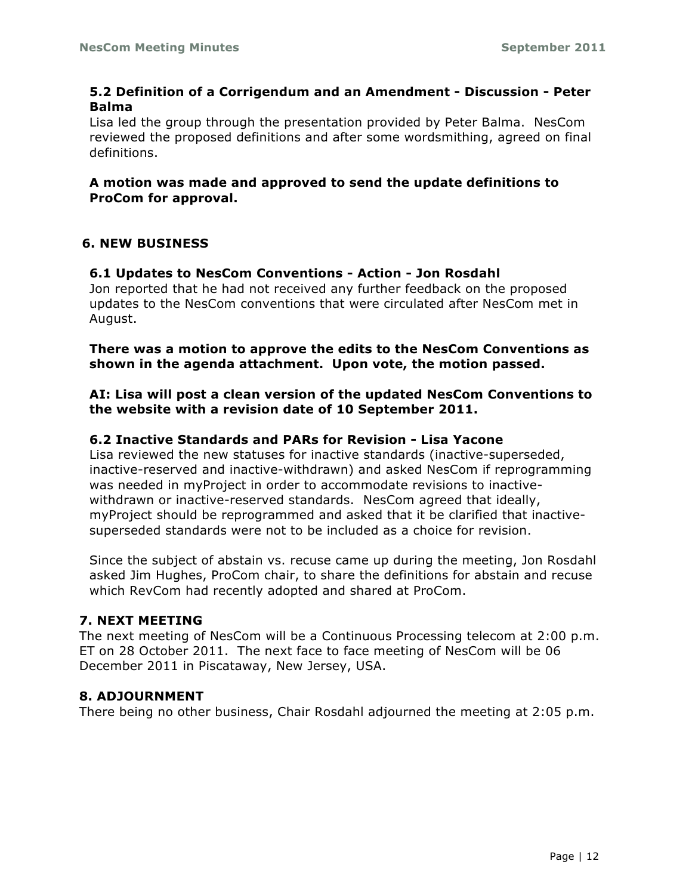### 5.2 Definition of a Corrigendum and an Amendment - Discussion - Peter Balma

Lisa led the group through the presentation provided by Peter Balma. NesCom reviewed the proposed definitions and after some wordsmithing, agreed on final definitions.

**A motion was made and approved to send the update definitions to ProCom for approval.**

## 6. NEW BUSINESS

### 6.1 Updates to NesCom Conventions - Action - Jon Rosdahl

Jon reported that he had not received any further feedback on the proposed updates to the NesCom conventions that were circulated after NesCom met in August.

**There was a motion to approve the edits to the NesCom Conventions as shown in the agenda attachment. Upon vote, the motion passed.**

**AI: Lisa will post a clean version of the updated NesCom Conventions to the website with a revision date of 10 September 2011.**

### 6.2 Inactive Standards and PARs for Revision - Lisa Yacone

Lisa reviewed the new statuses for inactive standards (inactive-superseded, inactive-reserved and inactive-withdrawn) and asked NesCom if reprogramming was needed in myProject in order to accommodate revisions to inactive-withdrawn or inactive-reserved standards. NesCom agreed that ideally, myProject should be reprogrammed and asked that it be clarified that inactive-superseded standards were not to be included as a choice for revision.

Since the subject of abstain vs. recuse came up during the meeting, Jon Rosdahl asked Jim Hughes, ProCom chair, to share the definitions for abstain and recuse which RevCom had recently adopted and shared at ProCom.

## 7. NEXT MEETING

The next meeting of NesCom will be a Continuous Processing telecom at 2:00 p.m. ET on 28 October 2011. The next face to face meeting of NesCom will be 06 December 2011 in Piscataway, New Jersey, USA.

## 8. ADJOURNMENT

There being no other business, Chair Rosdahl adjourned the meeting at 2:05 p.m.